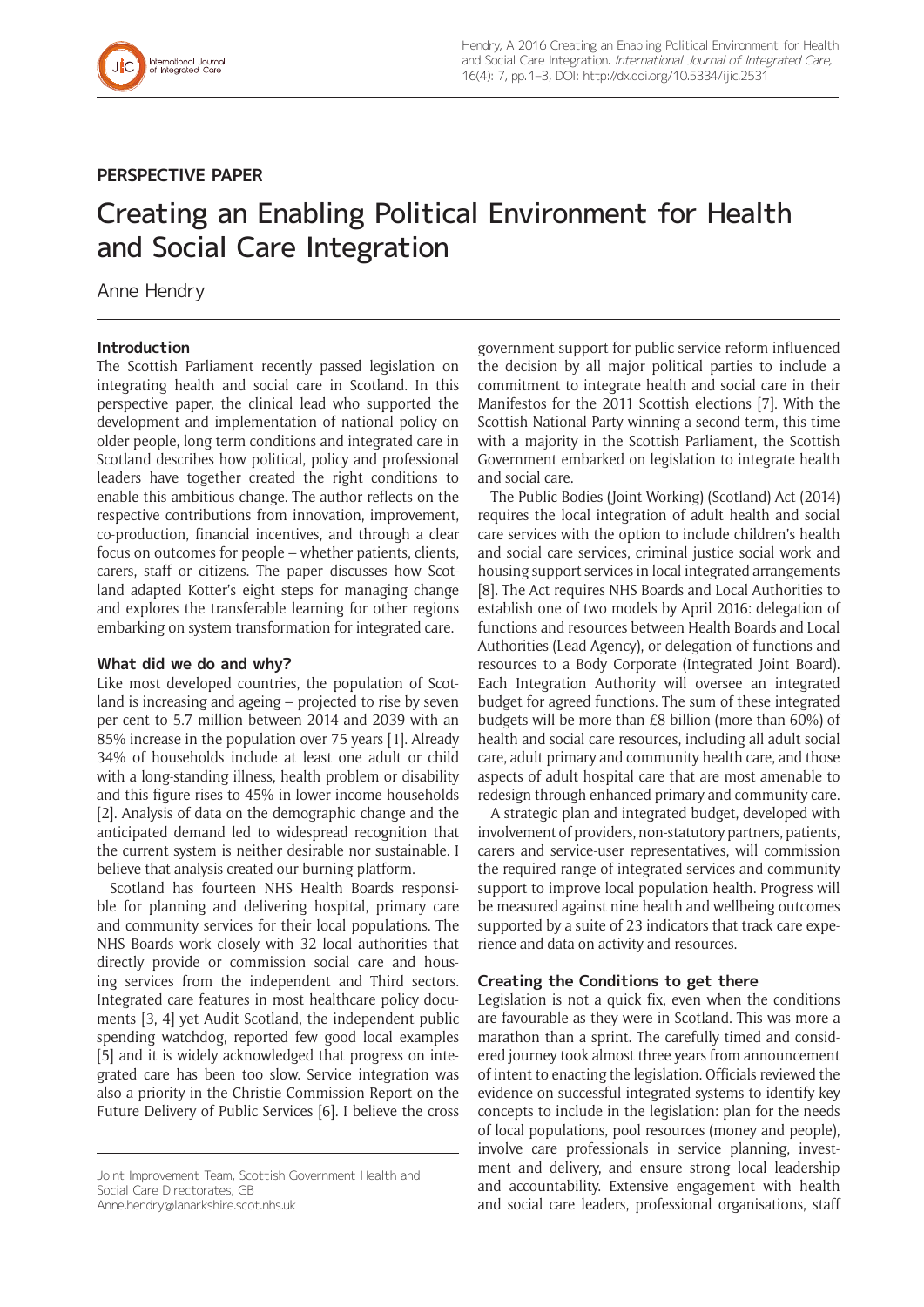PERSPECTIVE PAPER

# Creating an Enabling Political Environment for Health and Social Care Integration

Anne Hendry

## Introduction

The Scottish Parliament recently passed legislation on integrating health and social care in Scotland. In this perspective paper, the clinical lead who supported the development and implementation of national policy on older people, long term conditions and integrated care in Scotland describes how political, policy and professional leaders have together created the right conditions to enable this ambitious change. The author reflects on the respective contributions from innovation, improvement, co-production, financial incentives, and through a clear focus on outcomes for people – whether patients, clients, carers, staff or citizens. The paper discusses how Scotland adapted Kotter's eight steps for managing change and explores the transferable learning for other regions embarking on system transformation for integrated care.

## What did we do and why?

Like most developed countries, the population of Scotland is increasing and ageing – projected to rise by seven per cent to 5.7 million between 2014 and 2039 with an 85% increase in the population over 75 years [1]. Already 34% of households include at least one adult or child with a long-standing illness, health problem or disability and this figure rises to 45% in lower income households [2]. Analysis of data on the demographic change and the anticipated demand led to widespread recognition that the current system is neither desirable nor sustainable. I believe that analysis created our burning platform.

Scotland has fourteen NHS Health Boards responsible for planning and delivering hospital, primary care and community services for their local populations. The NHS Boards work closely with 32 local authorities that directly provide or commission social care and housing services from the independent and Third sectors. Integrated care features in most healthcare policy documents [3, 4] yet Audit Scotland, the independent public spending watchdog, reported few good local examples [5] and it is widely acknowledged that progress on integrated care has been too slow. Service integration was also a priority in the Christie Commission Report on the Future Delivery of Public Services [6]. I believe the cross government support for public service reform influenced the decision by all major political parties to include a commitment to integrate health and social care in their Manifestos for the 2011 Scottish elections [7]. With the Scottish National Party winning a second term, this time with a majority in the Scottish Parliament, the Scottish Government embarked on legislation to integrate health and social care.

The Public Bodies (Joint Working) (Scotland) Act (2014) requires the local integration of adult health and social care services with the option to include children's health and social care services, criminal justice social work and housing support services in local integrated arrangements [8]. The Act requires NHS Boards and Local Authorities to establish one of two models by April 2016: delegation of functions and resources between Health Boards and Local Authorities (Lead Agency), or delegation of functions and resources to a Body Corporate (Integrated Joint Board). Each Integration Authority will oversee an integrated budget for agreed functions. The sum of these integrated budgets will be more than £8 billion (more than 60%) of health and social care resources, including all adult social care, adult primary and community health care, and those aspects of adult hospital care that are most amenable to redesign through enhanced primary and community care.

A strategic plan and integrated budget, developed with involvement of providers, non-statutory partners, patients, carers and service-user representatives, will commission the required range of integrated services and community support to improve local population health. Progress will be measured against nine health and wellbeing outcomes supported by a suite of 23 indicators that track care experience and data on activity and resources.

## Creating the Conditions to get there

Legislation is not a quick fix, even when the conditions are favourable as they were in Scotland. This was more a marathon than a sprint. The carefully timed and considered journey took almost three years from announcement of intent to enacting the legislation. Officials reviewed the evidence on successful integrated systems to identify key concepts to include in the legislation: plan for the needs of local populations, pool resources (money and people), involve care professionals in service planning, investment and delivery, and ensure strong local leadership and accountability. Extensive engagement with health and social care leaders, professional organisations, staff

Joint Improvement Team, Scottish Government Health and Social Care Directorates, GB
Anne.hendry@lanarkshire.scot.nhs.uk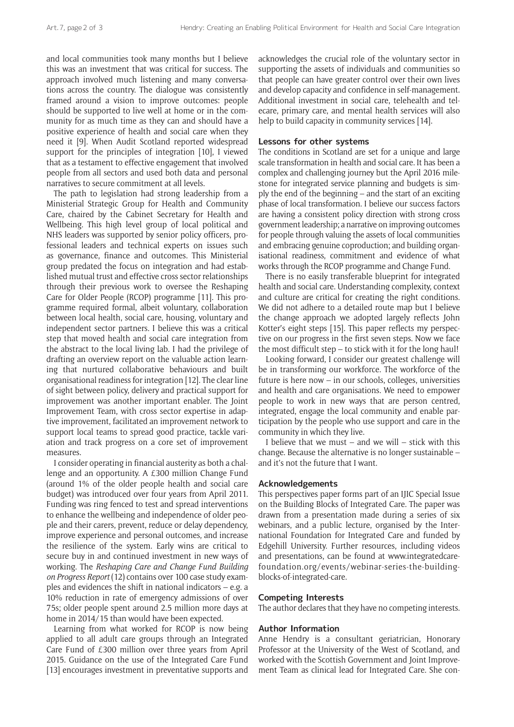and local communities took many months but I believe this was an investment that was critical for success. The approach involved much listening and many conversations across the country. The dialogue was consistently framed around a vision to improve outcomes: people should be supported to live well at home or in the community for as much time as they can and should have a positive experience of health and social care when they need it [9]. When Audit Scotland reported widespread support for the principles of integration [10], I viewed that as a testament to effective engagement that involved people from all sectors and used both data and personal narratives to secure commitment at all levels.

The path to legislation had strong leadership from a Ministerial Strategic Group for Health and Community Care, chaired by the Cabinet Secretary for Health and Wellbeing. This high level group of local political and NHS leaders was supported by senior policy officers, professional leaders and technical experts on issues such as governance, finance and outcomes. This Ministerial group predated the focus on integration and had established mutual trust and effective cross sector relationships through their previous work to oversee the Reshaping Care for Older People (RCOP) programme [11]. This programme required formal, albeit voluntary, collaboration between local health, social care, housing, voluntary and independent sector partners. I believe this was a critical step that moved health and social care integration from the abstract to the local living lab. I had the privilege of drafting an overview report on the valuable action learning that nurtured collaborative behaviours and built organisational readiness for integration [12]. The clear line of sight between policy, delivery and practical support for improvement was another important enabler. The Joint Improvement Team, with cross sector expertise in adaptive improvement, facilitated an improvement network to support local teams to spread good practice, tackle variation and track progress on a core set of improvement measures.

I consider operating in financial austerity as both a challenge and an opportunity. A £300 million Change Fund (around 1% of the older people health and social care budget) was introduced over four years from April 2011. Funding was ring fenced to test and spread interventions to enhance the wellbeing and independence of older people and their carers, prevent, reduce or delay dependency, improve experience and personal outcomes, and increase the resilience of the system. Early wins are critical to secure buy in and continued investment in new ways of working. The *Reshaping Care and Change Fund Building on Progress Report* (12) contains over 100 case study examples and evidences the shift in national indicators – e.g. a 10% reduction in rate of emergency admissions of over 75s; older people spent around 2.5 million more days at home in 2014/15 than would have been expected.

Learning from what worked for RCOP is now being applied to all adult care groups through an Integrated Care Fund of £300 million over three years from April 2015. Guidance on the use of the Integrated Care Fund [13] encourages investment in preventative supports and acknowledges the crucial role of the voluntary sector in supporting the assets of individuals and communities so that people can have greater control over their own lives and develop capacity and confidence in self-management. Additional investment in social care, telehealth and telecare, primary care, and mental health services will also help to build capacity in community services [14].

## Lessons for other systems

The conditions in Scotland are set for a unique and large scale transformation in health and social care. It has been a complex and challenging journey but the April 2016 milestone for integrated service planning and budgets is simply the end of the beginning – and the start of an exciting phase of local transformation. I believe our success factors are having a consistent policy direction with strong cross government leadership; a narrative on improving outcomes for people through valuing the assets of local communities and embracing genuine coproduction; and building organisational readiness, commitment and evidence of what works through the RCOP programme and Change Fund.

There is no easily transferable blueprint for integrated health and social care. Understanding complexity, context and culture are critical for creating the right conditions. We did not adhere to a detailed route map but I believe the change approach we adopted largely reflects John Kotter's eight steps [15]. This paper reflects my perspective on our progress in the first seven steps. Now we face the most difficult step – to stick with it for the long haul!

Looking forward, I consider our greatest challenge will be in transforming our workforce. The workforce of the future is here now – in our schools, colleges, universities and health and care organisations. We need to empower people to work in new ways that are person centred, integrated, engage the local community and enable participation by the people who use support and care in the community in which they live.

I believe that we must – and we will – stick with this change. Because the alternative is no longer sustainable – and it's not the future that I want.

## Acknowledgements

This perspectives paper forms part of an IJIC Special Issue on the Building Blocks of Integrated Care. The paper was drawn from a presentation made during a series of six webinars, and a public lecture, organised by the International Foundation for Integrated Care and funded by Edgehill University. Further resources, including videos and presentations, can be found at www.integratedcarefoundation.org/events/webinar-series-the-building-blocks-of-integrated-care.

## Competing Interests

The author declares that they have no competing interests.

## Author Information

Anne Hendry is a consultant geriatrician, Honorary Professor at the University of the West of Scotland, and worked with the Scottish Government and Joint Improvement Team as clinical lead for Integrated Care. She con-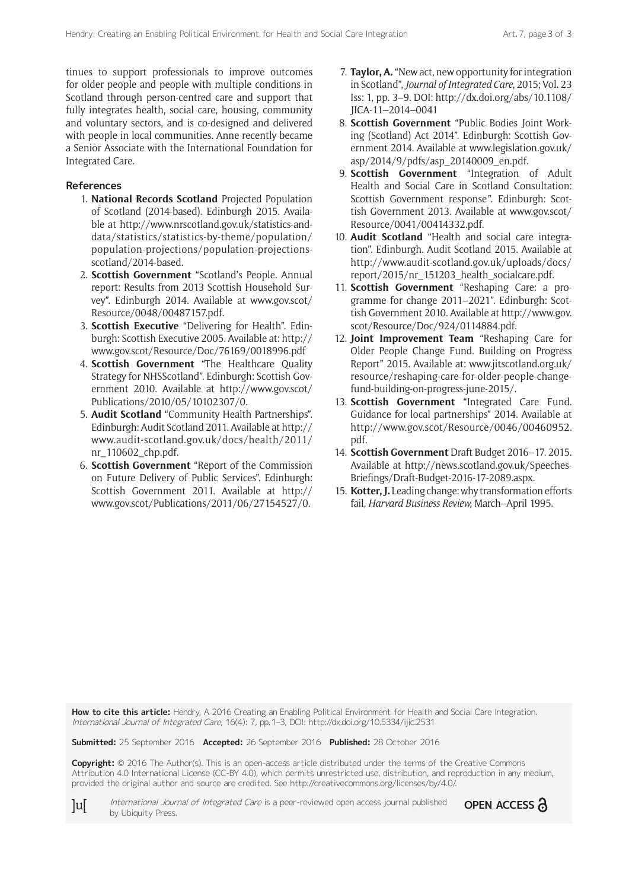tinues to support professionals to improve outcomes for older people and people with multiple conditions in Scotland through person-centred care and support that fully integrates health, social care, housing, community and voluntary sectors, and is co-designed and delivered with people in local communities. Anne recently became a Senior Associate with the International Foundation for Integrated Care.

## References

1. **National Records Scotland** Projected Population of Scotland (2014-based). Edinburgh 2015. Available at http://www.nrscotland.gov.uk/statistics-and-data/statistics/statistics-by-theme/population/population-projections/population-projections-scotland/2014-based.
2. **Scottish Government** "Scotland's People. Annual report: Results from 2013 Scottish Household Survey". Edinburgh 2014. Available at www.gov.scot/Resource/0048/00487157.pdf.
3. **Scottish Executive** "Delivering for Health". Edinburgh: Scottish Executive 2005. Available at: http://www.gov.scot/Resource/Doc/76169/0018996.pdf
4. **Scottish Government** "The Healthcare Quality Strategy for NHSScotland". Edinburgh: Scottish Government 2010. Available at http://www.gov.scot/Publications/2010/05/10102307/0.
5. **Audit Scotland** "Community Health Partnerships". Edinburgh: Audit Scotland 2011. Available at http://www.audit-scotland.gov.uk/docs/health/2011/nr_110602_chp.pdf.
6. **Scottish Government** "Report of the Commission on Future Delivery of Public Services". Edinburgh: Scottish Government 2011. Available at http://www.gov.scot/Publications/2011/06/27154527/0.
7. **Taylor, A.** "New act, new opportunity for integration in Scotland", *Journal of Integrated Care*, 2015; Vol. 23 Iss: 1, pp. 3–9. DOI: http://dx.doi.org/abs/10.1108/JICA-11–2014–0041
8. **Scottish Government** "Public Bodies Joint Working (Scotland) Act 2014". Edinburgh: Scottish Government 2014. Available at www.legislation.gov.uk/asp/2014/9/pdfs/asp_20140009_en.pdf.
9. **Scottish Government** "Integration of Adult Health and Social Care in Scotland Consultation: Scottish Government response". Edinburgh: Scottish Government 2013. Available at www.gov.scot/Resource/0041/00414332.pdf.
10. **Audit Scotland** "Health and social care integration". Edinburgh. Audit Scotland 2015. Available at http://www.audit-scotland.gov.uk/uploads/docs/report/2015/nr_151203_health_socialcare.pdf.
11. **Scottish Government** "Reshaping Care: a programme for change 2011–2021". Edinburgh: Scottish Government 2010. Available at http://www.gov.scot/Resource/Doc/924/0114884.pdf.
12. **Joint Improvement Team** "Reshaping Care for Older People Change Fund. Building on Progress Report" 2015. Available at: www.jitscotland.org.uk/resource/reshaping-care-for-older-people-change-fund-building-on-progress-june-2015/.
13. **Scottish Government** "Integrated Care Fund. Guidance for local partnerships" 2014. Available at http://www.gov.scot/Resource/0046/00460952.pdf.
14. **Scottish Government** Draft Budget 2016–17. 2015. Available at http://news.scotland.gov.uk/Speeches-Briefings/Draft-Budget-2016-17-2089.aspx.
15. **Kotter, J.** Leading change: why transformation efforts fail, *Harvard Business Review*, March–April 1995.

**How to cite this article:** Hendry, A 2016 Creating an Enabling Political Environment for Health and Social Care Integration. *International Journal of Integrated Care*, 16(4): 7, pp. 1–3, DOI: http://dx.doi.org/10.5334/ijic.2531

**Submitted:** 25 September 2016 **Accepted:** 26 September 2016 **Published:** 28 October 2016

**Copyright:** © 2016 The Author(s). This is an open-access article distributed under the terms of the Creative Commons Attribution 4.0 International License (CC-BY 4.0), which permits unrestricted use, distribution, and reproduction in any medium, provided the original author and source are credited. See http://creativecommons.org/licenses/by/4.0/.

*International Journal of Integrated Care* is a peer-reviewed open access journal published by Ubiquity Press. **OPEN ACCESS**